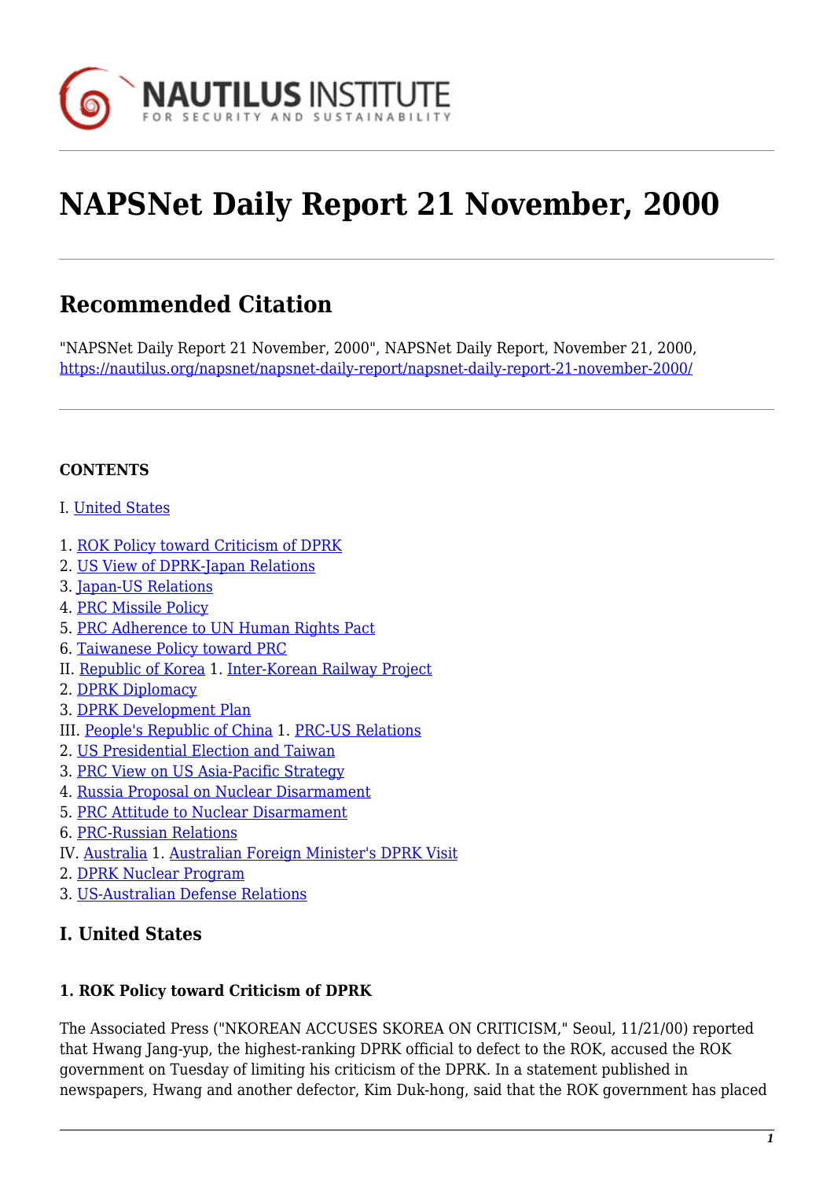# NAPSNet Daily Report 21 November, 2000

## Recommended Citation

"NAPSNet Daily Report 21 November, 2000", NAPSNet Daily Report, November 21, 2000, https://nautilus.org/napsnet/napsnet-daily-report/napsnet-daily-report-21-november-2000/

**CONTENTS**

I. United States

1. ROK Policy toward Criticism of DPRK
2. US View of DPRK-Japan Relations
3. Japan-US Relations
4. PRC Missile Policy
5. PRC Adherence to UN Human Rights Pact
6. Taiwanese Policy toward PRC

II. Republic of Korea

1. Inter-Korean Railway Project
2. DPRK Diplomacy
3. DPRK Development Plan

III. People's Republic of China

1. PRC-US Relations
2. US Presidential Election and Taiwan
3. PRC View on US Asia-Pacific Strategy
4. Russia Proposal on Nuclear Disarmament
5. PRC Attitude to Nuclear Disarmament
6. PRC-Russian Relations

IV. Australia

1. Australian Foreign Minister's DPRK Visit
2. DPRK Nuclear Program
3. US-Australian Defense Relations

## I. United States

### 1. ROK Policy toward Criticism of DPRK

The Associated Press ("NKOREAN ACCUSES SKOREA ON CRITICISM," Seoul, 11/21/00) reported that Hwang Jang-yup, the highest-ranking DPRK official to defect to the ROK, accused the ROK government on Tuesday of limiting his criticism of the DPRK. In a statement published in newspapers, Hwang and another defector, Kim Duk-hong, said that the ROK government has placed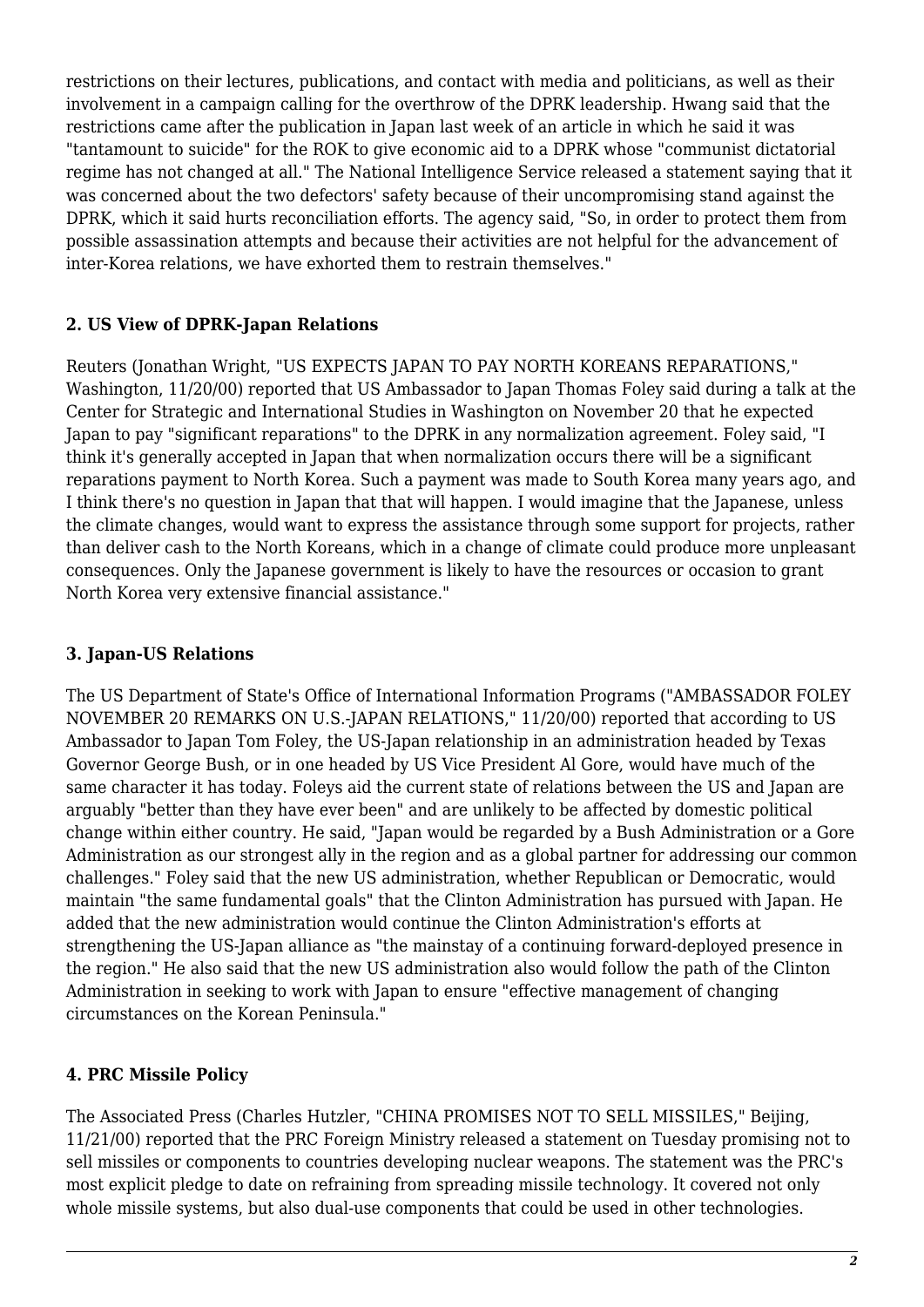restrictions on their lectures, publications, and contact with media and politicians, as well as their involvement in a campaign calling for the overthrow of the DPRK leadership. Hwang said that the restrictions came after the publication in Japan last week of an article in which he said it was "tantamount to suicide" for the ROK to give economic aid to a DPRK whose "communist dictatorial regime has not changed at all." The National Intelligence Service released a statement saying that it was concerned about the two defectors' safety because of their uncompromising stand against the DPRK, which it said hurts reconciliation efforts. The agency said, "So, in order to protect them from possible assassination attempts and because their activities are not helpful for the advancement of inter-Korea relations, we have exhorted them to restrain themselves."

### 2. US View of DPRK-Japan Relations

Reuters (Jonathan Wright, "US EXPECTS JAPAN TO PAY NORTH KOREANS REPARATIONS," Washington, 11/20/00) reported that US Ambassador to Japan Thomas Foley said during a talk at the Center for Strategic and International Studies in Washington on November 20 that he expected Japan to pay "significant reparations" to the DPRK in any normalization agreement. Foley said, "I think it's generally accepted in Japan that when normalization occurs there will be a significant reparations payment to North Korea. Such a payment was made to South Korea many years ago, and I think there's no question in Japan that that will happen. I would imagine that the Japanese, unless the climate changes, would want to express the assistance through some support for projects, rather than deliver cash to the North Koreans, which in a change of climate could produce more unpleasant consequences. Only the Japanese government is likely to have the resources or occasion to grant North Korea very extensive financial assistance."

### 3. Japan-US Relations

The US Department of State's Office of International Information Programs ("AMBASSADOR FOLEY NOVEMBER 20 REMARKS ON U.S.-JAPAN RELATIONS," 11/20/00) reported that according to US Ambassador to Japan Tom Foley, the US-Japan relationship in an administration headed by Texas Governor George Bush, or in one headed by US Vice President Al Gore, would have much of the same character it has today. Foleys aid the current state of relations between the US and Japan are arguably "better than they have ever been" and are unlikely to be affected by domestic political change within either country. He said, "Japan would be regarded by a Bush Administration or a Gore Administration as our strongest ally in the region and as a global partner for addressing our common challenges." Foley said that the new US administration, whether Republican or Democratic, would maintain "the same fundamental goals" that the Clinton Administration has pursued with Japan. He added that the new administration would continue the Clinton Administration's efforts at strengthening the US-Japan alliance as "the mainstay of a continuing forward-deployed presence in the region." He also said that the new US administration also would follow the path of the Clinton Administration in seeking to work with Japan to ensure "effective management of changing circumstances on the Korean Peninsula."

### 4. PRC Missile Policy

The Associated Press (Charles Hutzler, "CHINA PROMISES NOT TO SELL MISSILES," Beijing, 11/21/00) reported that the PRC Foreign Ministry released a statement on Tuesday promising not to sell missiles or components to countries developing nuclear weapons. The statement was the PRC's most explicit pledge to date on refraining from spreading missile technology. It covered not only whole missile systems, but also dual-use components that could be used in other technologies.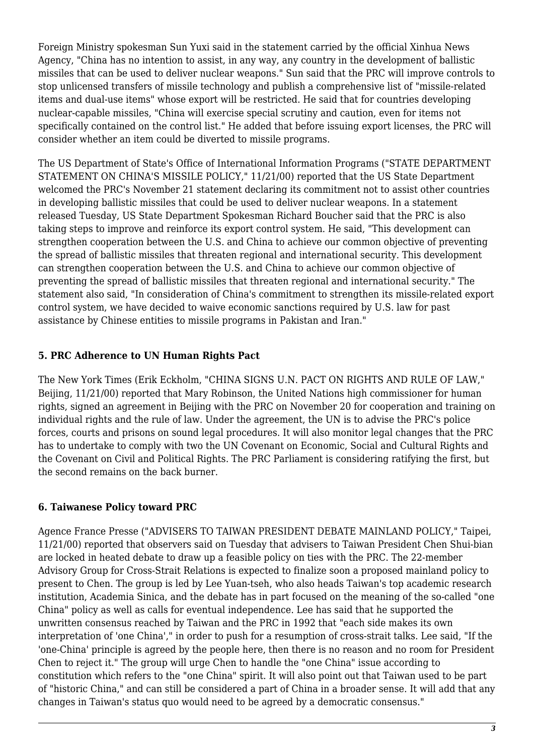Foreign Ministry spokesman Sun Yuxi said in the statement carried by the official Xinhua News Agency, "China has no intention to assist, in any way, any country in the development of ballistic missiles that can be used to deliver nuclear weapons." Sun said that the PRC will improve controls to stop unlicensed transfers of missile technology and publish a comprehensive list of "missile-related items and dual-use items" whose export will be restricted. He said that for countries developing nuclear-capable missiles, "China will exercise special scrutiny and caution, even for items not specifically contained on the control list." He added that before issuing export licenses, the PRC will consider whether an item could be diverted to missile programs.

The US Department of State's Office of International Information Programs ("STATE DEPARTMENT STATEMENT ON CHINA'S MISSILE POLICY," 11/21/00) reported that the US State Department welcomed the PRC's November 21 statement declaring its commitment not to assist other countries in developing ballistic missiles that could be used to deliver nuclear weapons. In a statement released Tuesday, US State Department Spokesman Richard Boucher said that the PRC is also taking steps to improve and reinforce its export control system. He said, "This development can strengthen cooperation between the U.S. and China to achieve our common objective of preventing the spread of ballistic missiles that threaten regional and international security. This development can strengthen cooperation between the U.S. and China to achieve our common objective of preventing the spread of ballistic missiles that threaten regional and international security." The statement also said, "In consideration of China's commitment to strengthen its missile-related export control system, we have decided to waive economic sanctions required by U.S. law for past assistance by Chinese entities to missile programs in Pakistan and Iran."

### 5. PRC Adherence to UN Human Rights Pact

The New York Times (Erik Eckholm, "CHINA SIGNS U.N. PACT ON RIGHTS AND RULE OF LAW," Beijing, 11/21/00) reported that Mary Robinson, the United Nations high commissioner for human rights, signed an agreement in Beijing with the PRC on November 20 for cooperation and training on individual rights and the rule of law. Under the agreement, the UN is to advise the PRC's police forces, courts and prisons on sound legal procedures. It will also monitor legal changes that the PRC has to undertake to comply with two the UN Covenant on Economic, Social and Cultural Rights and the Covenant on Civil and Political Rights. The PRC Parliament is considering ratifying the first, but the second remains on the back burner.

### 6. Taiwanese Policy toward PRC

Agence France Presse ("ADVISERS TO TAIWAN PRESIDENT DEBATE MAINLAND POLICY," Taipei, 11/21/00) reported that observers said on Tuesday that advisers to Taiwan President Chen Shui-bian are locked in heated debate to draw up a feasible policy on ties with the PRC. The 22-member Advisory Group for Cross-Strait Relations is expected to finalize soon a proposed mainland policy to present to Chen. The group is led by Lee Yuan-tseh, who also heads Taiwan's top academic research institution, Academia Sinica, and the debate has in part focused on the meaning of the so-called "one China" policy as well as calls for eventual independence. Lee has said that he supported the unwritten consensus reached by Taiwan and the PRC in 1992 that "each side makes its own interpretation of 'one China'," in order to push for a resumption of cross-strait talks. Lee said, "If the 'one-China' principle is agreed by the people here, then there is no reason and no room for President Chen to reject it." The group will urge Chen to handle the "one China" issue according to constitution which refers to the "one China" spirit. It will also point out that Taiwan used to be part of "historic China," and can still be considered a part of China in a broader sense. It will add that any changes in Taiwan's status quo would need to be agreed by a democratic consensus."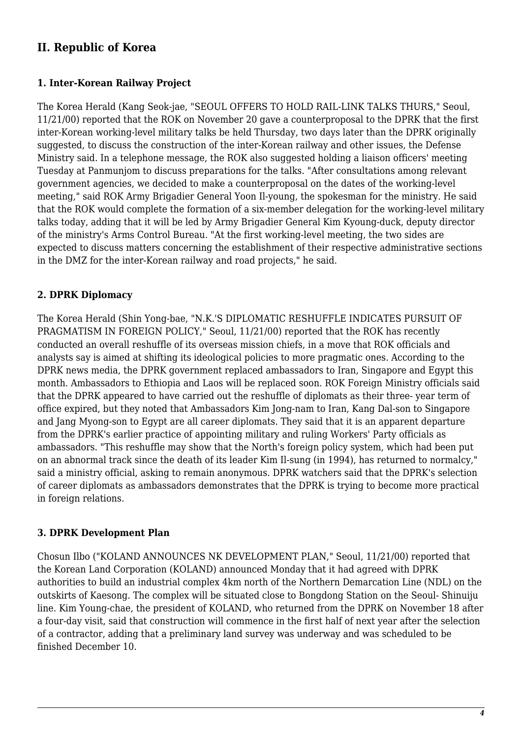## II. Republic of Korea

### 1. Inter-Korean Railway Project

The Korea Herald (Kang Seok-jae, "SEOUL OFFERS TO HOLD RAIL-LINK TALKS THURS," Seoul, 11/21/00) reported that the ROK on November 20 gave a counterproposal to the DPRK that the first inter-Korean working-level military talks be held Thursday, two days later than the DPRK originally suggested, to discuss the construction of the inter-Korean railway and other issues, the Defense Ministry said. In a telephone message, the ROK also suggested holding a liaison officers' meeting Tuesday at Panmunjom to discuss preparations for the talks. "After consultations among relevant government agencies, we decided to make a counterproposal on the dates of the working-level meeting," said ROK Army Brigadier General Yoon Il-young, the spokesman for the ministry. He said that the ROK would complete the formation of a six-member delegation for the working-level military talks today, adding that it will be led by Army Brigadier General Kim Kyoung-duck, deputy director of the ministry's Arms Control Bureau. "At the first working-level meeting, the two sides are expected to discuss matters concerning the establishment of their respective administrative sections in the DMZ for the inter-Korean railway and road projects," he said.

### 2. DPRK Diplomacy

The Korea Herald (Shin Yong-bae, "N.K.'S DIPLOMATIC RESHUFFLE INDICATES PURSUIT OF PRAGMATISM IN FOREIGN POLICY," Seoul, 11/21/00) reported that the ROK has recently conducted an overall reshuffle of its overseas mission chiefs, in a move that ROK officials and analysts say is aimed at shifting its ideological policies to more pragmatic ones. According to the DPRK news media, the DPRK government replaced ambassadors to Iran, Singapore and Egypt this month. Ambassadors to Ethiopia and Laos will be replaced soon. ROK Foreign Ministry officials said that the DPRK appeared to have carried out the reshuffle of diplomats as their three- year term of office expired, but they noted that Ambassadors Kim Jong-nam to Iran, Kang Dal-son to Singapore and Jang Myong-son to Egypt are all career diplomats. They said that it is an apparent departure from the DPRK's earlier practice of appointing military and ruling Workers' Party officials as ambassadors. "This reshuffle may show that the North's foreign policy system, which had been put on an abnormal track since the death of its leader Kim Il-sung (in 1994), has returned to normalcy," said a ministry official, asking to remain anonymous. DPRK watchers said that the DPRK's selection of career diplomats as ambassadors demonstrates that the DPRK is trying to become more practical in foreign relations.

### 3. DPRK Development Plan

Chosun Ilbo ("KOLAND ANNOUNCES NK DEVELOPMENT PLAN," Seoul, 11/21/00) reported that the Korean Land Corporation (KOLAND) announced Monday that it had agreed with DPRK authorities to build an industrial complex 4km north of the Northern Demarcation Line (NDL) on the outskirts of Kaesong. The complex will be situated close to Bongdong Station on the Seoul- Shinuiju line. Kim Young-chae, the president of KOLAND, who returned from the DPRK on November 18 after a four-day visit, said that construction will commence in the first half of next year after the selection of a contractor, adding that a preliminary land survey was underway and was scheduled to be finished December 10.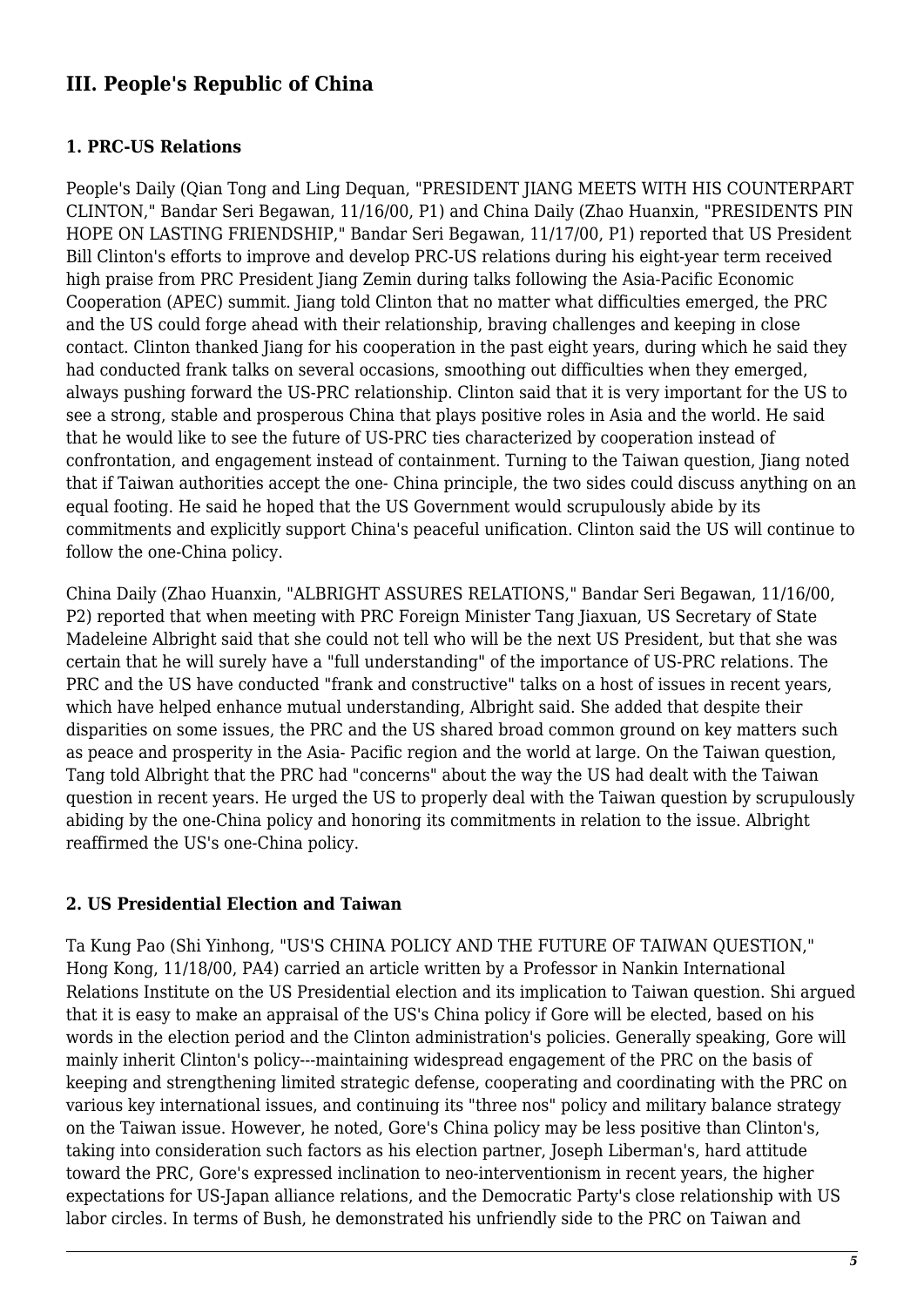## III. People's Republic of China

### 1. PRC-US Relations

People's Daily (Qian Tong and Ling Dequan, "PRESIDENT JIANG MEETS WITH HIS COUNTERPART CLINTON," Bandar Seri Begawan, 11/16/00, P1) and China Daily (Zhao Huanxin, "PRESIDENTS PIN HOPE ON LASTING FRIENDSHIP," Bandar Seri Begawan, 11/17/00, P1) reported that US President Bill Clinton's efforts to improve and develop PRC-US relations during his eight-year term received high praise from PRC President Jiang Zemin during talks following the Asia-Pacific Economic Cooperation (APEC) summit. Jiang told Clinton that no matter what difficulties emerged, the PRC and the US could forge ahead with their relationship, braving challenges and keeping in close contact. Clinton thanked Jiang for his cooperation in the past eight years, during which he said they had conducted frank talks on several occasions, smoothing out difficulties when they emerged, always pushing forward the US-PRC relationship. Clinton said that it is very important for the US to see a strong, stable and prosperous China that plays positive roles in Asia and the world. He said that he would like to see the future of US-PRC ties characterized by cooperation instead of confrontation, and engagement instead of containment. Turning to the Taiwan question, Jiang noted that if Taiwan authorities accept the one- China principle, the two sides could discuss anything on an equal footing. He said he hoped that the US Government would scrupulously abide by its commitments and explicitly support China's peaceful unification. Clinton said the US will continue to follow the one-China policy.

China Daily (Zhao Huanxin, "ALBRIGHT ASSURES RELATIONS," Bandar Seri Begawan, 11/16/00, P2) reported that when meeting with PRC Foreign Minister Tang Jiaxuan, US Secretary of State Madeleine Albright said that she could not tell who will be the next US President, but that she was certain that he will surely have a "full understanding" of the importance of US-PRC relations. The PRC and the US have conducted "frank and constructive" talks on a host of issues in recent years, which have helped enhance mutual understanding, Albright said. She added that despite their disparities on some issues, the PRC and the US shared broad common ground on key matters such as peace and prosperity in the Asia- Pacific region and the world at large. On the Taiwan question, Tang told Albright that the PRC had "concerns" about the way the US had dealt with the Taiwan question in recent years. He urged the US to properly deal with the Taiwan question by scrupulously abiding by the one-China policy and honoring its commitments in relation to the issue. Albright reaffirmed the US's one-China policy.

### 2. US Presidential Election and Taiwan

Ta Kung Pao (Shi Yinhong, "US'S CHINA POLICY AND THE FUTURE OF TAIWAN QUESTION," Hong Kong, 11/18/00, PA4) carried an article written by a Professor in Nankin International Relations Institute on the US Presidential election and its implication to Taiwan question. Shi argued that it is easy to make an appraisal of the US's China policy if Gore will be elected, based on his words in the election period and the Clinton administration's policies. Generally speaking, Gore will mainly inherit Clinton's policy---maintaining widespread engagement of the PRC on the basis of keeping and strengthening limited strategic defense, cooperating and coordinating with the PRC on various key international issues, and continuing its "three nos" policy and military balance strategy on the Taiwan issue. However, he noted, Gore's China policy may be less positive than Clinton's, taking into consideration such factors as his election partner, Joseph Liberman's, hard attitude toward the PRC, Gore's expressed inclination to neo-interventionism in recent years, the higher expectations for US-Japan alliance relations, and the Democratic Party's close relationship with US labor circles. In terms of Bush, he demonstrated his unfriendly side to the PRC on Taiwan and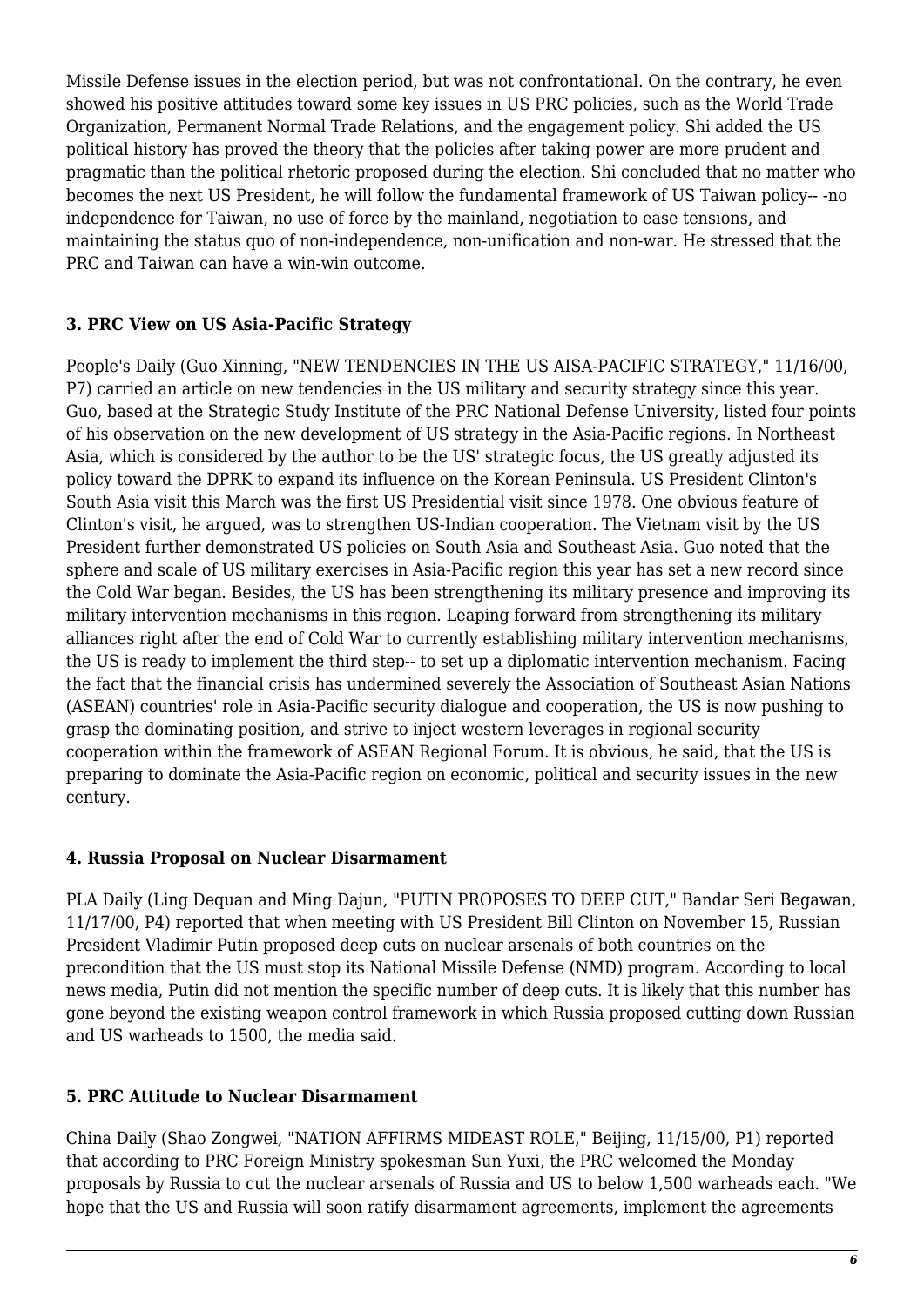Missile Defense issues in the election period, but was not confrontational. On the contrary, he even showed his positive attitudes toward some key issues in US PRC policies, such as the World Trade Organization, Permanent Normal Trade Relations, and the engagement policy. Shi added the US political history has proved the theory that the policies after taking power are more prudent and pragmatic than the political rhetoric proposed during the election. Shi concluded that no matter who becomes the next US President, he will follow the fundamental framework of US Taiwan policy-- -no independence for Taiwan, no use of force by the mainland, negotiation to ease tensions, and maintaining the status quo of non-independence, non-unification and non-war. He stressed that the PRC and Taiwan can have a win-win outcome.

### 3. PRC View on US Asia-Pacific Strategy

People's Daily (Guo Xinning, "NEW TENDENCIES IN THE US AISA-PACIFIC STRATEGY," 11/16/00, P7) carried an article on new tendencies in the US military and security strategy since this year. Guo, based at the Strategic Study Institute of the PRC National Defense University, listed four points of his observation on the new development of US strategy in the Asia-Pacific regions. In Northeast Asia, which is considered by the author to be the US' strategic focus, the US greatly adjusted its policy toward the DPRK to expand its influence on the Korean Peninsula. US President Clinton's South Asia visit this March was the first US Presidential visit since 1978. One obvious feature of Clinton's visit, he argued, was to strengthen US-Indian cooperation. The Vietnam visit by the US President further demonstrated US policies on South Asia and Southeast Asia. Guo noted that the sphere and scale of US military exercises in Asia-Pacific region this year has set a new record since the Cold War began. Besides, the US has been strengthening its military presence and improving its military intervention mechanisms in this region. Leaping forward from strengthening its military alliances right after the end of Cold War to currently establishing military intervention mechanisms, the US is ready to implement the third step-- to set up a diplomatic intervention mechanism. Facing the fact that the financial crisis has undermined severely the Association of Southeast Asian Nations (ASEAN) countries' role in Asia-Pacific security dialogue and cooperation, the US is now pushing to grasp the dominating position, and strive to inject western leverages in regional security cooperation within the framework of ASEAN Regional Forum. It is obvious, he said, that the US is preparing to dominate the Asia-Pacific region on economic, political and security issues in the new century.

### 4. Russia Proposal on Nuclear Disarmament

PLA Daily (Ling Dequan and Ming Dajun, "PUTIN PROPOSES TO DEEP CUT," Bandar Seri Begawan, 11/17/00, P4) reported that when meeting with US President Bill Clinton on November 15, Russian President Vladimir Putin proposed deep cuts on nuclear arsenals of both countries on the precondition that the US must stop its National Missile Defense (NMD) program. According to local news media, Putin did not mention the specific number of deep cuts. It is likely that this number has gone beyond the existing weapon control framework in which Russia proposed cutting down Russian and US warheads to 1500, the media said.

### 5. PRC Attitude to Nuclear Disarmament

China Daily (Shao Zongwei, "NATION AFFIRMS MIDEAST ROLE," Beijing, 11/15/00, P1) reported that according to PRC Foreign Ministry spokesman Sun Yuxi, the PRC welcomed the Monday proposals by Russia to cut the nuclear arsenals of Russia and US to below 1,500 warheads each. "We hope that the US and Russia will soon ratify disarmament agreements, implement the agreements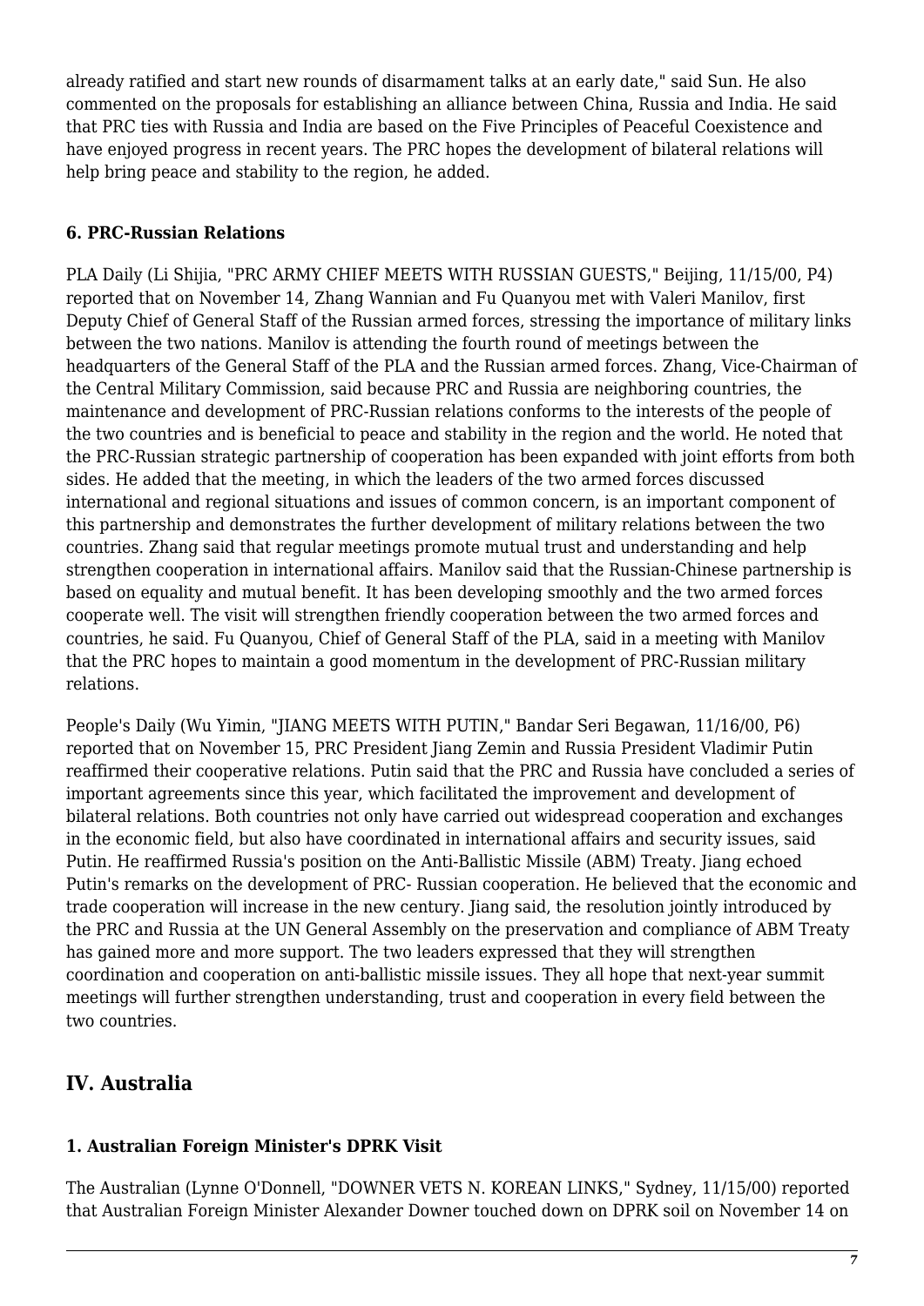already ratified and start new rounds of disarmament talks at an early date," said Sun. He also commented on the proposals for establishing an alliance between China, Russia and India. He said that PRC ties with Russia and India are based on the Five Principles of Peaceful Coexistence and have enjoyed progress in recent years. The PRC hopes the development of bilateral relations will help bring peace and stability to the region, he added.

### 6. PRC-Russian Relations

PLA Daily (Li Shijia, "PRC ARMY CHIEF MEETS WITH RUSSIAN GUESTS," Beijing, 11/15/00, P4) reported that on November 14, Zhang Wannian and Fu Quanyou met with Valeri Manilov, first Deputy Chief of General Staff of the Russian armed forces, stressing the importance of military links between the two nations. Manilov is attending the fourth round of meetings between the headquarters of the General Staff of the PLA and the Russian armed forces. Zhang, Vice-Chairman of the Central Military Commission, said because PRC and Russia are neighboring countries, the maintenance and development of PRC-Russian relations conforms to the interests of the people of the two countries and is beneficial to peace and stability in the region and the world. He noted that the PRC-Russian strategic partnership of cooperation has been expanded with joint efforts from both sides. He added that the meeting, in which the leaders of the two armed forces discussed international and regional situations and issues of common concern, is an important component of this partnership and demonstrates the further development of military relations between the two countries. Zhang said that regular meetings promote mutual trust and understanding and help strengthen cooperation in international affairs. Manilov said that the Russian-Chinese partnership is based on equality and mutual benefit. It has been developing smoothly and the two armed forces cooperate well. The visit will strengthen friendly cooperation between the two armed forces and countries, he said. Fu Quanyou, Chief of General Staff of the PLA, said in a meeting with Manilov that the PRC hopes to maintain a good momentum in the development of PRC-Russian military relations.

People's Daily (Wu Yimin, "JIANG MEETS WITH PUTIN," Bandar Seri Begawan, 11/16/00, P6) reported that on November 15, PRC President Jiang Zemin and Russia President Vladimir Putin reaffirmed their cooperative relations. Putin said that the PRC and Russia have concluded a series of important agreements since this year, which facilitated the improvement and development of bilateral relations. Both countries not only have carried out widespread cooperation and exchanges in the economic field, but also have coordinated in international affairs and security issues, said Putin. He reaffirmed Russia's position on the Anti-Ballistic Missile (ABM) Treaty. Jiang echoed Putin's remarks on the development of PRC- Russian cooperation. He believed that the economic and trade cooperation will increase in the new century. Jiang said, the resolution jointly introduced by the PRC and Russia at the UN General Assembly on the preservation and compliance of ABM Treaty has gained more and more support. The two leaders expressed that they will strengthen coordination and cooperation on anti-ballistic missile issues. They all hope that next-year summit meetings will further strengthen understanding, trust and cooperation in every field between the two countries.

## IV. Australia

### 1. Australian Foreign Minister's DPRK Visit

The Australian (Lynne O'Donnell, "DOWNER VETS N. KOREAN LINKS," Sydney, 11/15/00) reported that Australian Foreign Minister Alexander Downer touched down on DPRK soil on November 14 on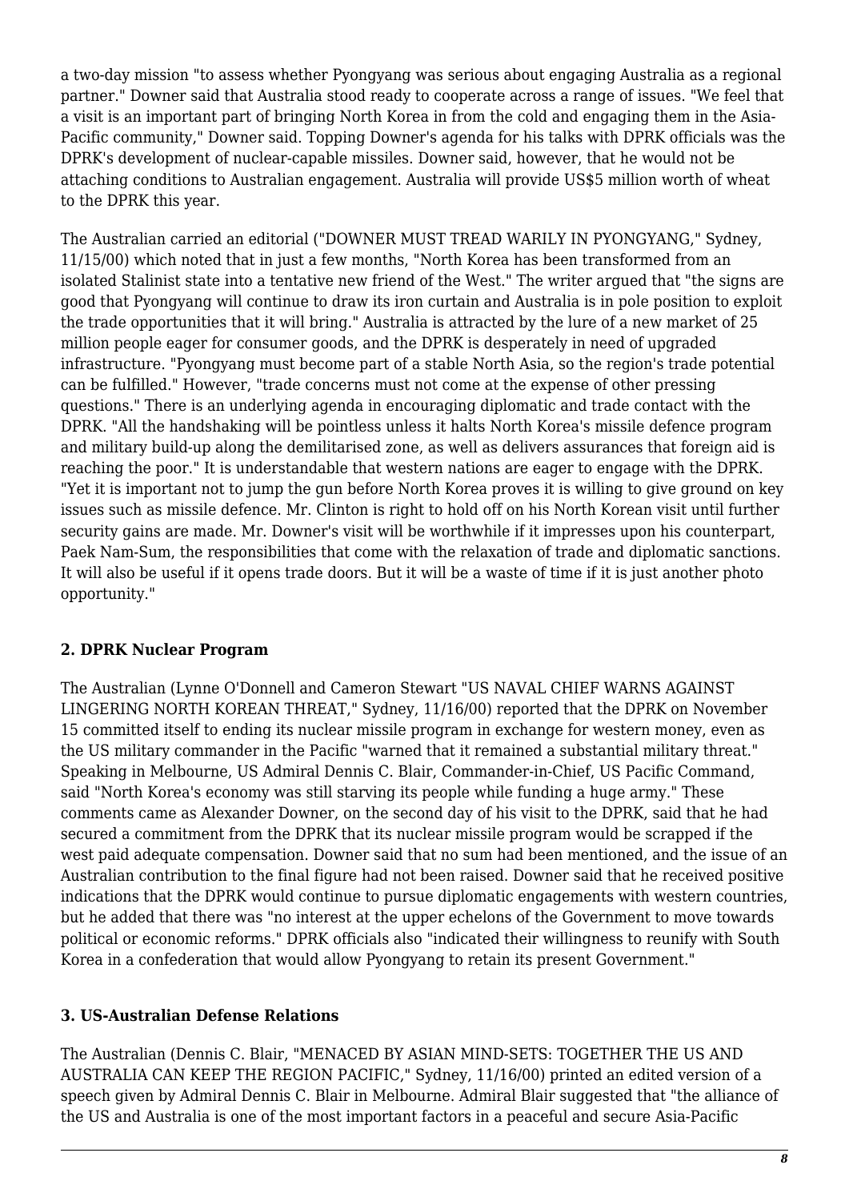a two-day mission "to assess whether Pyongyang was serious about engaging Australia as a regional partner." Downer said that Australia stood ready to cooperate across a range of issues. "We feel that a visit is an important part of bringing North Korea in from the cold and engaging them in the Asia-Pacific community," Downer said. Topping Downer's agenda for his talks with DPRK officials was the DPRK's development of nuclear-capable missiles. Downer said, however, that he would not be attaching conditions to Australian engagement. Australia will provide US$5 million worth of wheat to the DPRK this year.

The Australian carried an editorial ("DOWNER MUST TREAD WARILY IN PYONGYANG," Sydney, 11/15/00) which noted that in just a few months, "North Korea has been transformed from an isolated Stalinist state into a tentative new friend of the West." The writer argued that "the signs are good that Pyongyang will continue to draw its iron curtain and Australia is in pole position to exploit the trade opportunities that it will bring." Australia is attracted by the lure of a new market of 25 million people eager for consumer goods, and the DPRK is desperately in need of upgraded infrastructure. "Pyongyang must become part of a stable North Asia, so the region's trade potential can be fulfilled." However, "trade concerns must not come at the expense of other pressing questions." There is an underlying agenda in encouraging diplomatic and trade contact with the DPRK. "All the handshaking will be pointless unless it halts North Korea's missile defence program and military build-up along the demilitarised zone, as well as delivers assurances that foreign aid is reaching the poor." It is understandable that western nations are eager to engage with the DPRK. "Yet it is important not to jump the gun before North Korea proves it is willing to give ground on key issues such as missile defence. Mr. Clinton is right to hold off on his North Korean visit until further security gains are made. Mr. Downer's visit will be worthwhile if it impresses upon his counterpart, Paek Nam-Sum, the responsibilities that come with the relaxation of trade and diplomatic sanctions. It will also be useful if it opens trade doors. But it will be a waste of time if it is just another photo opportunity."

### 2. DPRK Nuclear Program

The Australian (Lynne O'Donnell and Cameron Stewart "US NAVAL CHIEF WARNS AGAINST LINGERING NORTH KOREAN THREAT," Sydney, 11/16/00) reported that the DPRK on November 15 committed itself to ending its nuclear missile program in exchange for western money, even as the US military commander in the Pacific "warned that it remained a substantial military threat." Speaking in Melbourne, US Admiral Dennis C. Blair, Commander-in-Chief, US Pacific Command, said "North Korea's economy was still starving its people while funding a huge army." These comments came as Alexander Downer, on the second day of his visit to the DPRK, said that he had secured a commitment from the DPRK that its nuclear missile program would be scrapped if the west paid adequate compensation. Downer said that no sum had been mentioned, and the issue of an Australian contribution to the final figure had not been raised. Downer said that he received positive indications that the DPRK would continue to pursue diplomatic engagements with western countries, but he added that there was "no interest at the upper echelons of the Government to move towards political or economic reforms." DPRK officials also "indicated their willingness to reunify with South Korea in a confederation that would allow Pyongyang to retain its present Government."

### 3. US-Australian Defense Relations

The Australian (Dennis C. Blair, "MENACED BY ASIAN MIND-SETS: TOGETHER THE US AND AUSTRALIA CAN KEEP THE REGION PACIFIC," Sydney, 11/16/00) printed an edited version of a speech given by Admiral Dennis C. Blair in Melbourne. Admiral Blair suggested that "the alliance of the US and Australia is one of the most important factors in a peaceful and secure Asia-Pacific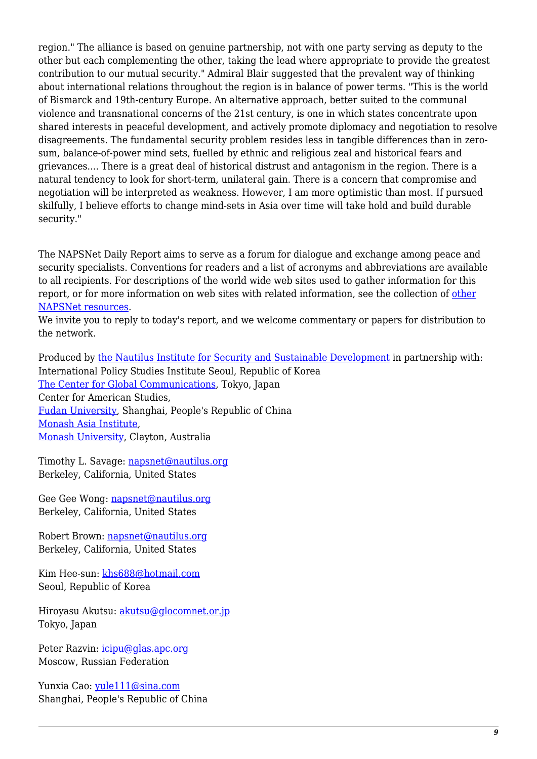region." The alliance is based on genuine partnership, not with one party serving as deputy to the other but each complementing the other, taking the lead where appropriate to provide the greatest contribution to our mutual security." Admiral Blair suggested that the prevalent way of thinking about international relations throughout the region is in balance of power terms. "This is the world of Bismarck and 19th-century Europe. An alternative approach, better suited to the communal violence and transnational concerns of the 21st century, is one in which states concentrate upon shared interests in peaceful development, and actively promote diplomacy and negotiation to resolve disagreements. The fundamental security problem resides less in tangible differences than in zero-sum, balance-of-power mind sets, fuelled by ethnic and religious zeal and historical fears and grievances.... There is a great deal of historical distrust and antagonism in the region. There is a natural tendency to look for short-term, unilateral gain. There is a concern that compromise and negotiation will be interpreted as weakness. However, I am more optimistic than most. If pursued skilfully, I believe efforts to change mind-sets in Asia over time will take hold and build durable security."

The NAPSNet Daily Report aims to serve as a forum for dialogue and exchange among peace and security specialists. Conventions for readers and a list of acronyms and abbreviations are available to all recipients. For descriptions of the world wide web sites used to gather information for this report, or for more information on web sites with related information, see the collection of other NAPSNet resources.
We invite you to reply to today's report, and we welcome commentary or papers for distribution to the network.

Produced by the Nautilus Institute for Security and Sustainable Development in partnership with:
International Policy Studies Institute Seoul, Republic of Korea
The Center for Global Communications, Tokyo, Japan
Center for American Studies,
Fudan University, Shanghai, People's Republic of China
Monash Asia Institute,
Monash University, Clayton, Australia

Timothy L. Savage: napsnet@nautilus.org
Berkeley, California, United States

Gee Gee Wong: napsnet@nautilus.org
Berkeley, California, United States

Robert Brown: napsnet@nautilus.org
Berkeley, California, United States

Kim Hee-sun: khs688@hotmail.com
Seoul, Republic of Korea

Hiroyasu Akutsu: akutsu@glocomnet.or.jp
Tokyo, Japan

Peter Razvin: icipu@glas.apc.org
Moscow, Russian Federation

Yunxia Cao: yule111@sina.com
Shanghai, People's Republic of China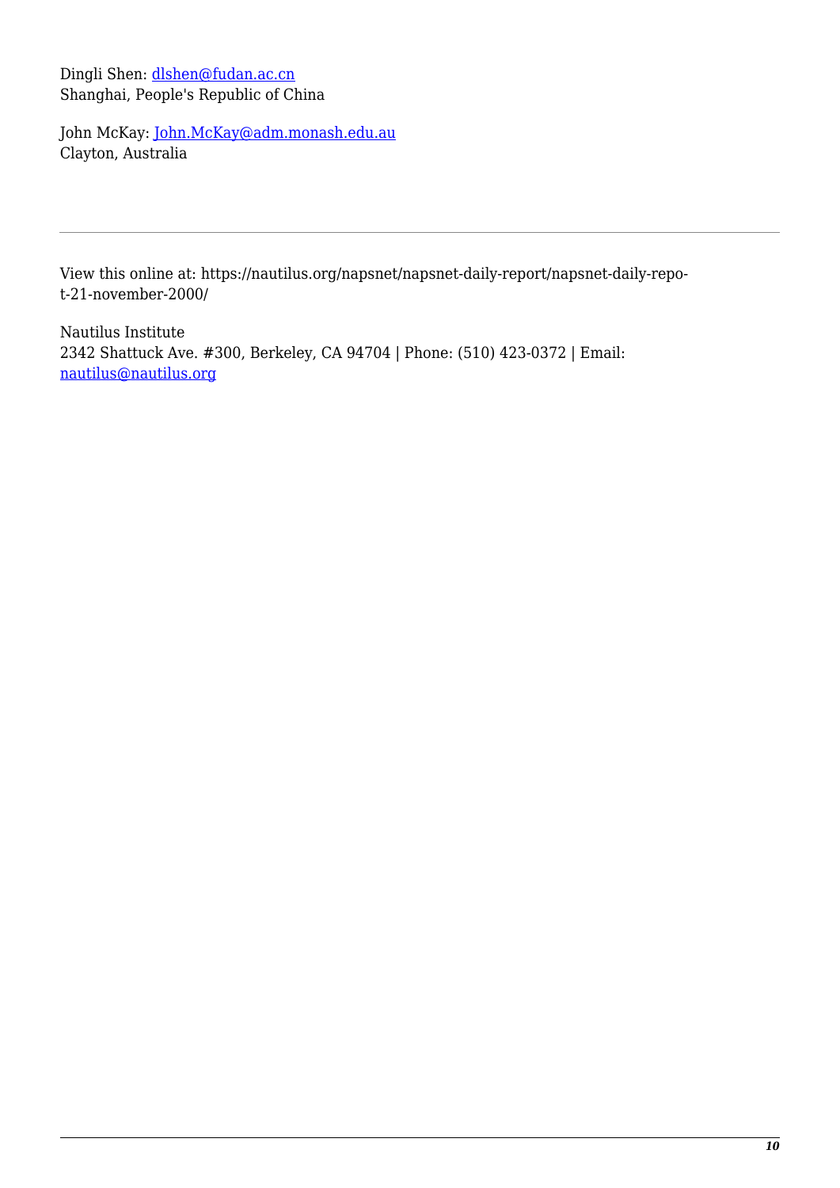Dingli Shen: [dlshen@fudan.ac.cn](mailto:dlshen@fudan.ac.cn)
Shanghai, People's Republic of China

John McKay: [John.McKay@adm.monash.edu.au](mailto:John.McKay@adm.monash.edu.au)
Clayton, Australia

---

View this online at: https://nautilus.org/napsnet/napsnet-daily-report/napsnet-daily-report-21-november-2000/

Nautilus Institute
2342 Shattuck Ave. #300, Berkeley, CA 94704 | Phone: (510) 423-0372 | Email: [nautilus@nautilus.org](mailto:nautilus@nautilus.org)